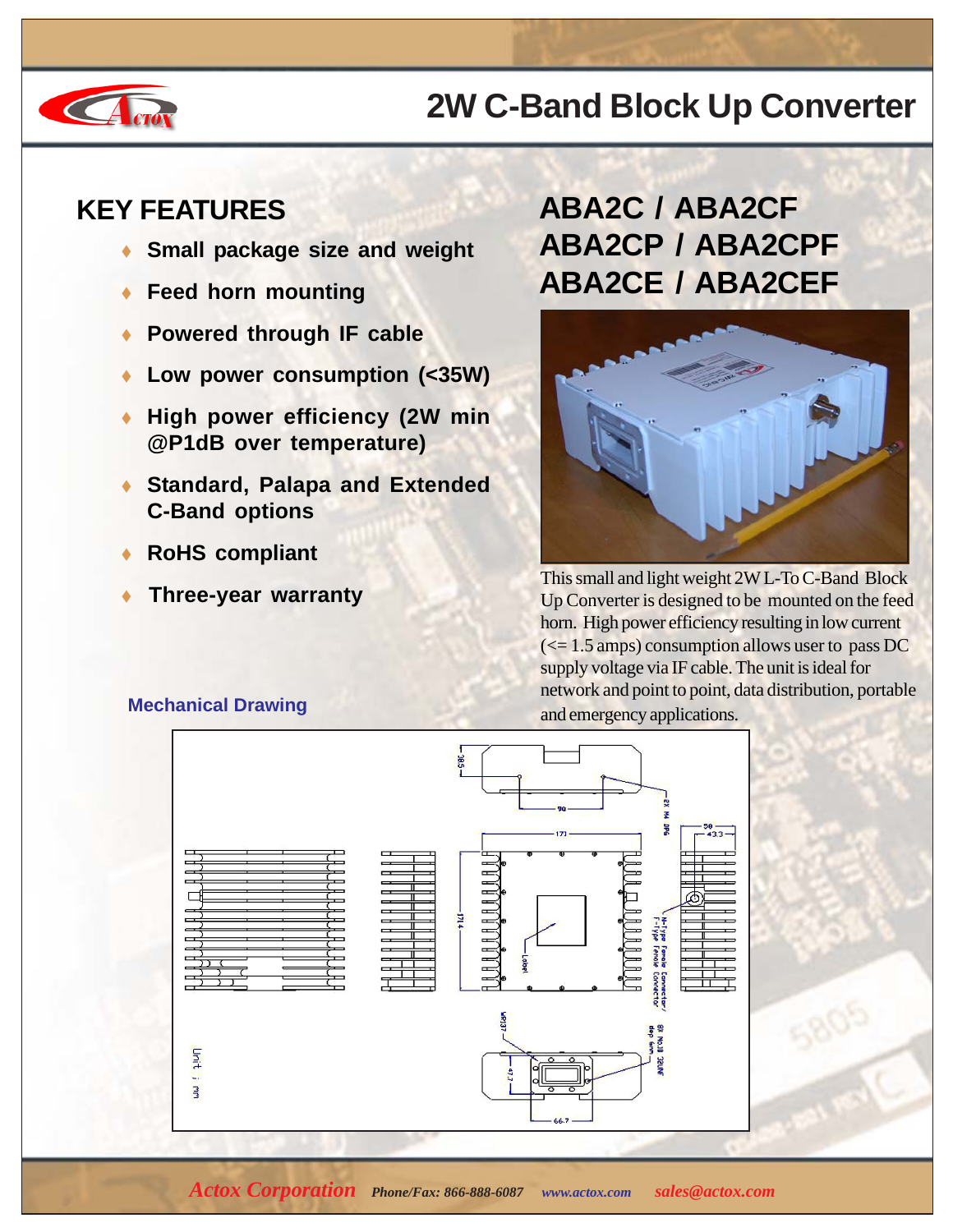# 2W C-Band Block Up Converter

## KEY FEATURES

- Small package size and weight
- Feed horn mounting
- Powered through IF cable
- Low power consumption (<35W)
- High power efficiency (2W min @P1dB over temperature)
- Standard, Palapa and Extended C-Band options
- RoHS compliant
- Three-year warranty

## ABA2C / ABA2CF
## ABA2CP / ABA2CPF
## ABA2CE / ABA2CEF

This small and light weight 2W L-To C-Band Block Up Converter is designed to be mounted on the feed horn. High power efficiency resulting in low current (<= 1.5 amps) consumption allows user to pass DC supply voltage via IF cable. The unit is ideal for network and point to point, data distribution, portable and emergency applications.

### Mechanical Drawing

*Actox Corporation* *Phone/Fax: 866-888-6087* *www.actox.com* *sales@actox.com*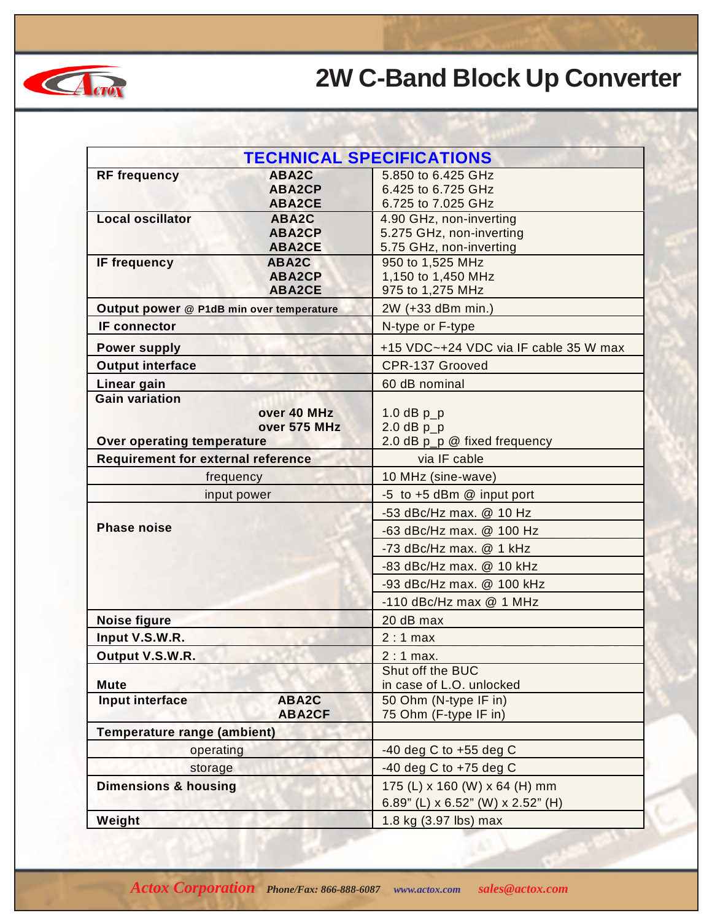# 2W C-Band Block Up Converter

## TECHNICAL SPECIFICATIONS

| | | |
|---|---|---|
| **RF frequency** | **ABA2C**<br>**ABA2CP**<br>**ABA2CE** | 5.850 to 6.425 GHz<br>6.425 to 6.725 GHz<br>6.725 to 7.025 GHz |
| **Local oscillator** | **ABA2C**<br>**ABA2CP**<br>**ABA2CE** | 4.90 GHz, non-inverting<br>5.275 GHz, non-inverting<br>5.75 GHz, non-inverting |
| **IF frequency** | **ABA2C**<br>**ABA2CP**<br>**ABA2CE** | 950 to 1,525 MHz<br>1,150 to 1,450 MHz<br>975 to 1,275 MHz |
| **Output power @ P1dB min over temperature** | | 2W (+33 dBm min.) |
| **IF connector** | | N-type or F-type |
| **Power supply** | | +15 VDC~+24 VDC via IF cable 35 W max |
| **Output interface** | | CPR-137 Grooved |
| **Linear gain** | | 60 dB nominal |
| **Gain variation** | **over 40 MHz**<br>**over 575 MHz** | 1.0 dB p_p<br>2.0 dB p_p |
| **Over operating temperature** | | 2.0 dB p_p @ fixed frequency |
| **Requirement for external reference** | | via IF cable |
| frequency | | 10 MHz (sine-wave) |
| input power | | -5 to +5 dBm @ input port |
| **Phase noise** | | -53 dBc/Hz max. @ 10 Hz |
| | | -63 dBc/Hz max. @ 100 Hz |
| | | -73 dBc/Hz max. @ 1 kHz |
| | | -83 dBc/Hz max. @ 10 kHz |
| | | -93 dBc/Hz max. @ 100 kHz |
| | | -110 dBc/Hz max @ 1 MHz |
| **Noise figure** | | 20 dB max |
| **Input V.S.W.R.** | | 2 : 1 max |
| **Output V.S.W.R.** | | 2 : 1 max. |
| **Mute** | | Shut off the BUC in case of L.O. unlocked |
| **Input interface** | **ABA2C**<br>**ABA2CF** | 50 Ohm (N-type IF in)<br>75 Ohm (F-type IF in) |
| **Temperature range (ambient)** | | |
| operating | | -40 deg C to +55 deg C |
| storage | | -40 deg C to +75 deg C |
| **Dimensions & housing** | | 175 (L) x 160 (W) x 64 (H) mm<br>6.89" (L) x 6.52" (W) x 2.52" (H) |
| **Weight** | | 1.8 kg (3.97 lbs) max |

*Actox Corporation* *Phone/Fax: 866-888-6087* *www.actox.com* *sales@actox.com*